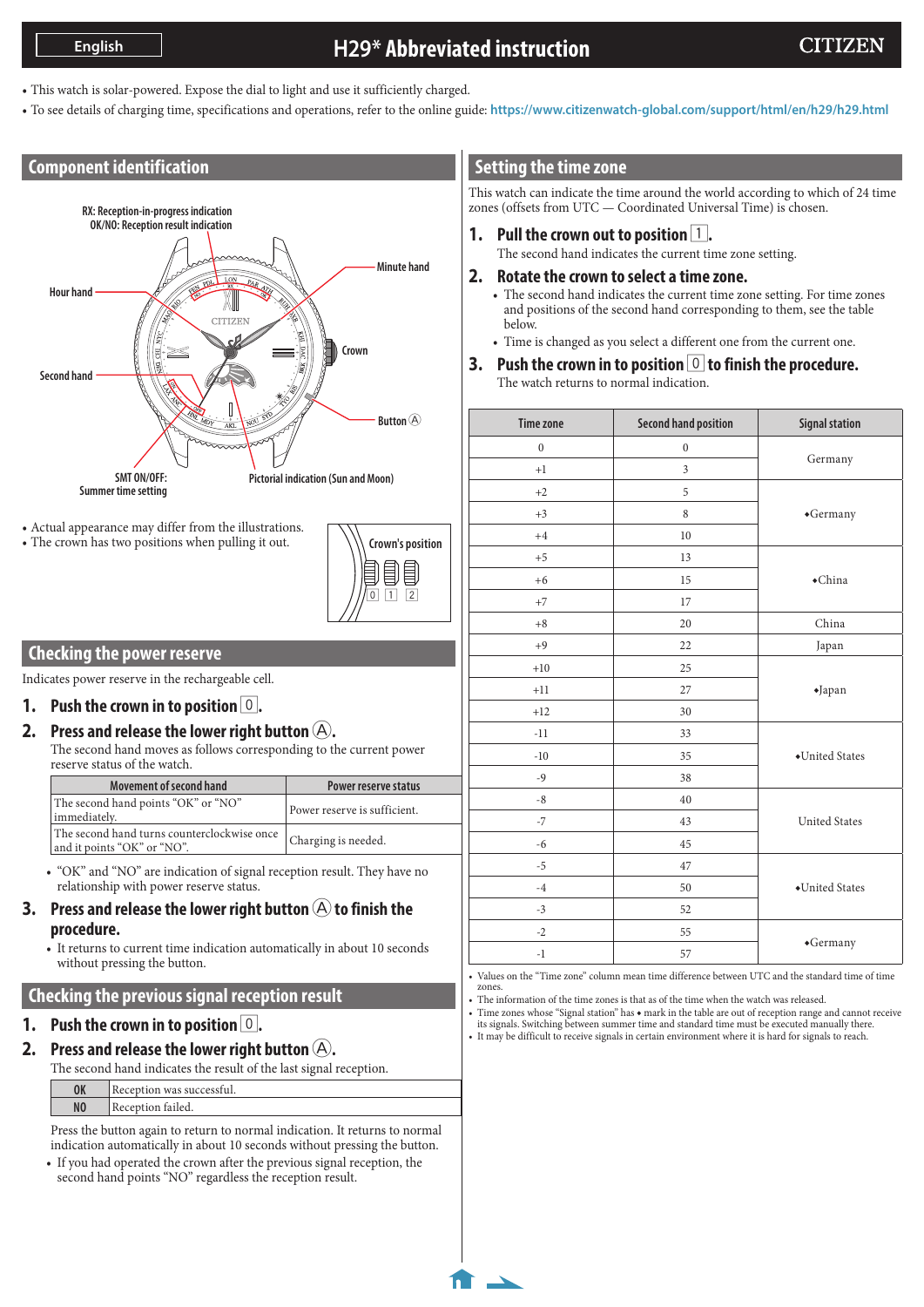# H29* Abbreviated instruction

English — CITIZEN

- This watch is solar-powered. Expose the dial to light and use it sufficiently charged.
- To see details of charging time, specifications and operations, refer to the online guide: https://www.citizenwatch-global.com/support/html/en/h29/h29.html

## Component identification

RX: Reception-in-progress indication
OK/NO: Reception result indication

Minute hand

Hour hand

Crown

Second hand

Button Ⓐ

SMT ON/OFF: Summer time setting

Pictorial indication (Sun and Moon)

- Actual appearance may differ from the illustrations.
- The crown has two positions when pulling it out.

Crown's position: 0 1 2

## Checking the power reserve

Indicates power reserve in the rechargeable cell.

**1. Push the crown in to position 0.**

**2. Press and release the lower right button Ⓐ.**

The second hand moves as follows corresponding to the current power reserve status of the watch.

| Movement of second hand | Power reserve status |
|---|---|
| The second hand points "OK" or "NO" immediately. | Power reserve is sufficient. |
| The second hand turns counterclockwise once and it points "OK" or "NO". | Charging is needed. |

- "OK" and "NO" are indication of signal reception result. They have no relationship with power reserve status.

**3. Press and release the lower right button Ⓐ to finish the procedure.**

- It returns to current time indication automatically in about 10 seconds without pressing the button.

## Checking the previous signal reception result

**1. Push the crown in to position 0.**

**2. Press and release the lower right button Ⓐ.**

The second hand indicates the result of the last signal reception.

| | |
|---|---|
| OK | Reception was successful. |
| NO | Reception failed. |

Press the button again to return to normal indication. It returns to normal indication automatically in about 10 seconds without pressing the button.

- If you had operated the crown after the previous signal reception, the second hand points "NO" regardless the reception result.

## Setting the time zone

This watch can indicate the time around the world according to which of 24 time zones (offsets from UTC — Coordinated Universal Time) is chosen.

**1. Pull the crown out to position 1.**

The second hand indicates the current time zone setting.

**2. Rotate the crown to select a time zone.**

- The second hand indicates the current time zone setting. For time zones and positions of the second hand corresponding to them, see the table below.
- Time is changed as you select a different one from the current one.

**3. Push the crown in to position 0 to finish the procedure.**

The watch returns to normal indication.

| Time zone | Second hand position | Signal station |
|---|---|---|
| 0 | 0 | Germany |
| +1 | 3 | |
| +2 | 5 | ◆Germany |
| +3 | 8 | |
| +4 | 10 | |
| +5 | 13 | ◆China |
| +6 | 15 | |
| +7 | 17 | |
| +8 | 20 | China |
| +9 | 22 | Japan |
| +10 | 25 | ◆Japan |
| +11 | 27 | |
| +12 | 30 | |
| -11 | 33 | ◆United States |
| -10 | 35 | |
| -9 | 38 | |
| -8 | 40 | United States |
| -7 | 43 | |
| -6 | 45 | |
| -5 | 47 | ◆United States |
| -4 | 50 | |
| -3 | 52 | |
| -2 | 55 | ◆Germany |
| -1 | 57 | |

- Values on the "Time zone" column mean time difference between UTC and the standard time of time zones.
- The information of the time zones is that as of the time when the watch was released.
- Time zones whose "Signal station" has ◆ mark in the table are out of reception range and cannot receive its signals. Switching between summer time and standard time must be executed manually there.
- It may be difficult to receive signals in certain environment where it is hard for signals to reach.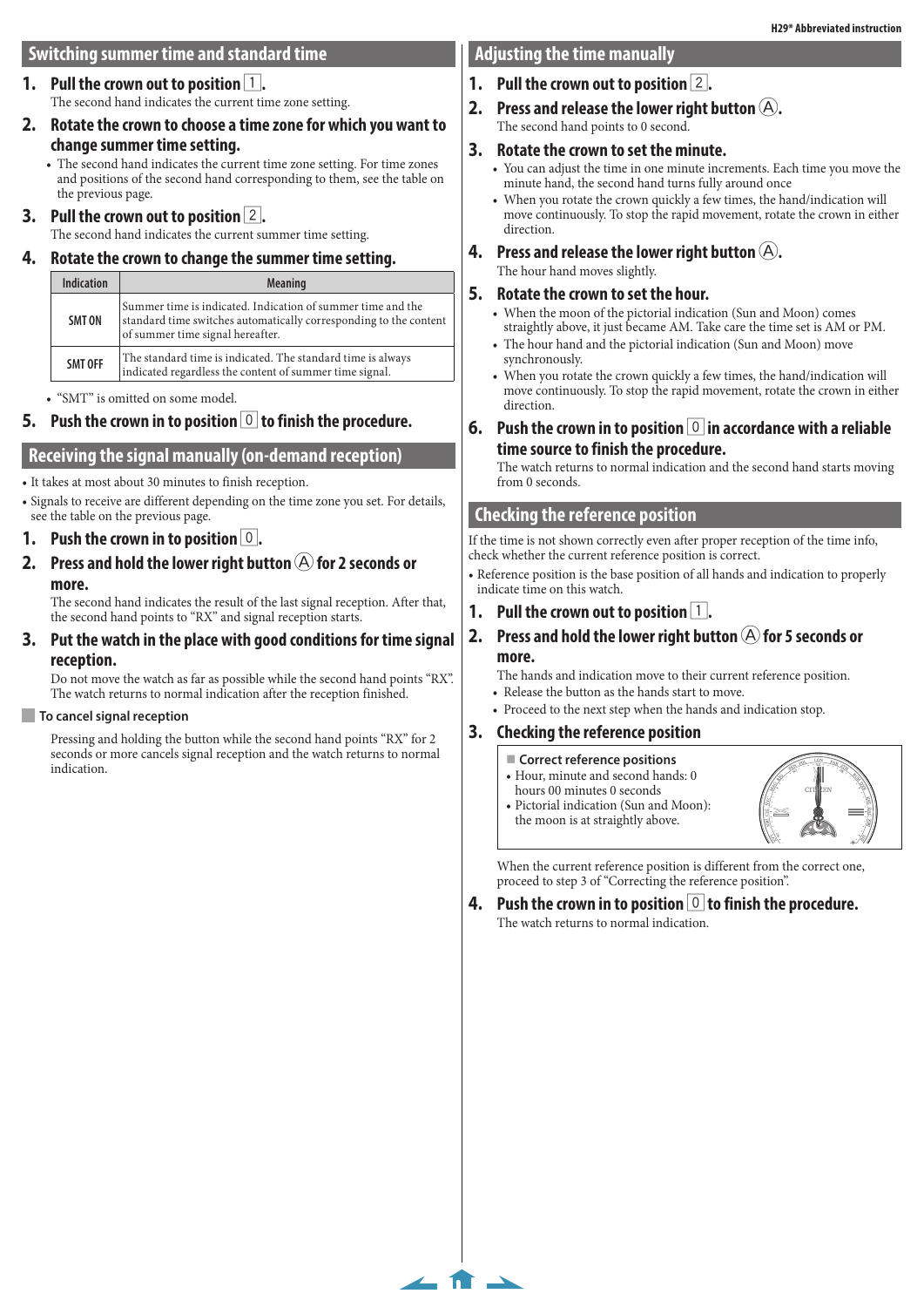## Switching summer time and standard time

1. **Pull the crown out to position 1.**
   The second hand indicates the current time zone setting.
2. **Rotate the crown to choose a time zone for which you want to change summer time setting.**
   - The second hand indicates the current time zone setting. For time zones and positions of the second hand corresponding to them, see the table on the previous page.
3. **Pull the crown out to position 2.**
   The second hand indicates the current summer time setting.
4. **Rotate the crown to change the summer time setting.**

| Indication | Meaning |
|---|---|
| SMT ON | Summer time is indicated. Indication of summer time and the standard time switches automatically corresponding to the content of summer time signal hereafter. |
| SMT OFF | The standard time is indicated. The standard time is always indicated regardless the content of summer time signal. |

   - "SMT" is omitted on some model.
5. **Push the crown in to position 0 to finish the procedure.**

## Receiving the signal manually (on-demand reception)

- It takes at most about 30 minutes to finish reception.
- Signals to receive are different depending on the time zone you set. For details, see the table on the previous page.

1. **Push the crown in to position 0.**
2. **Press and hold the lower right button Ⓐ for 2 seconds or more.**
   The second hand indicates the result of the last signal reception. After that, the second hand points to "RX" and signal reception starts.
3. **Put the watch in the place with good conditions for time signal reception.**
   Do not move the watch as far as possible while the second hand points "RX". The watch returns to normal indication after the reception finished.

### To cancel signal reception

Pressing and holding the button while the second hand points "RX" for 2 seconds or more cancels signal reception and the watch returns to normal indication.

## Adjusting the time manually

1. **Pull the crown out to position 2.**
2. **Press and release the lower right button Ⓐ.**
   The second hand points to 0 second.
3. **Rotate the crown to set the minute.**
   - You can adjust the time in one minute increments. Each time you move the minute hand, the second hand turns fully around once
   - When you rotate the crown quickly a few times, the hand/indication will move continuously. To stop the rapid movement, rotate the crown in either direction.
4. **Press and release the lower right button Ⓐ.**
   The hour hand moves slightly.
5. **Rotate the crown to set the hour.**
   - When the moon of the pictorial indication (Sun and Moon) comes straightly above, it just became AM. Take care the time set is AM or PM.
   - The hour hand and the pictorial indication (Sun and Moon) move synchronously.
   - When you rotate the crown quickly a few times, the hand/indication will move continuously. To stop the rapid movement, rotate the crown in either direction.
6. **Push the crown in to position 0 in accordance with a reliable time source to finish the procedure.**
   The watch returns to normal indication and the second hand starts moving from 0 seconds.

## Checking the reference position

If the time is not shown correctly even after proper reception of the time info, check whether the current reference position is correct.

- Reference position is the base position of all hands and indication to properly indicate time on this watch.

1. **Pull the crown out to position 1.**
2. **Press and hold the lower right button Ⓐ for 5 seconds or more.**
   The hands and indication move to their current reference position.
   - Release the button as the hands start to move.
   - Proceed to the next step when the hands and indication stop.
3. **Checking the reference position**

   **Correct reference positions**
   - Hour, minute and second hands: 0 hours 00 minutes 0 seconds
   - Pictorial indication (Sun and Moon): the moon is at straightly above.

   When the current reference position is different from the correct one, proceed to step 3 of "Correcting the reference position".
4. **Push the crown in to position 0 to finish the procedure.**
   The watch returns to normal indication.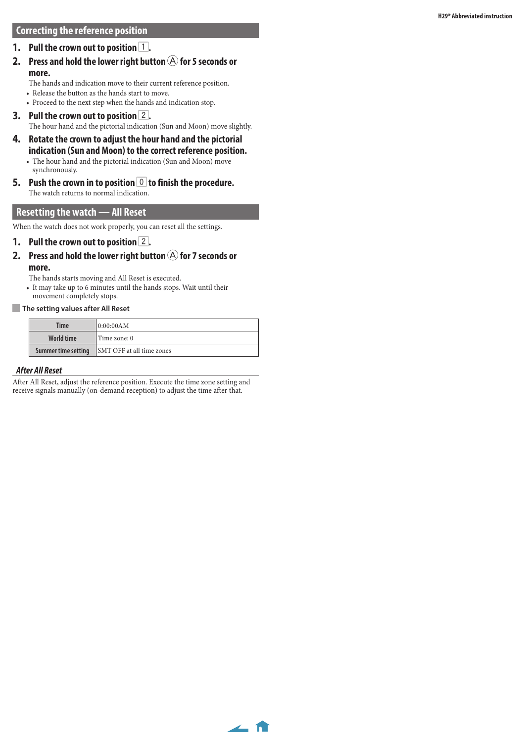## Correcting the reference position

**1. Pull the crown out to position 1.**

**2. Press and hold the lower right button Ⓐ for 5 seconds or more.**

The hands and indication move to their current reference position.

- Release the button as the hands start to move.
- Proceed to the next step when the hands and indication stop.

**3. Pull the crown out to position 2.**

The hour hand and the pictorial indication (Sun and Moon) move slightly.

**4. Rotate the crown to adjust the hour hand and the pictorial indication (Sun and Moon) to the correct reference position.**

- The hour hand and the pictorial indication (Sun and Moon) move synchronously.

**5. Push the crown in to position 0 to finish the procedure.**

The watch returns to normal indication.

## Resetting the watch — All Reset

When the watch does not work properly, you can reset all the settings.

**1. Pull the crown out to position 2.**

**2. Press and hold the lower right button Ⓐ for 7 seconds or more.**

The hands starts moving and All Reset is executed.

- It may take up to 6 minutes until the hands stops. Wait until their movement completely stops.

### The setting values after All Reset

| | |
|---|---|
| **Time** | 0:00:00AM |
| **World time** | Time zone: 0 |
| **Summer time setting** | SMT OFF at all time zones |

### *After All Reset*

After All Reset, adjust the reference position. Execute the time zone setting and receive signals manually (on-demand reception) to adjust the time after that.